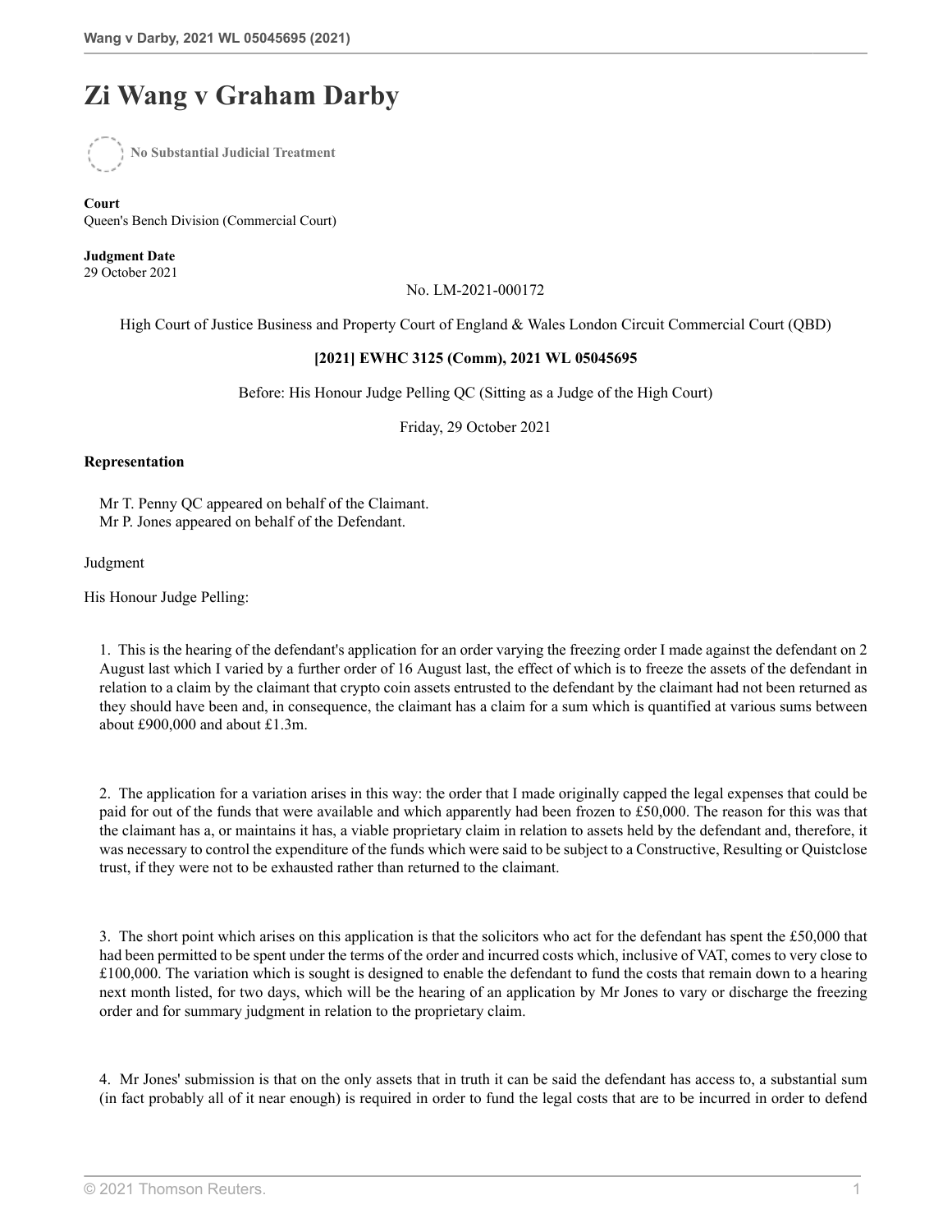# Zi Wang v Graham Darby

No Substantial Judicial Treatment

**Court**
Queen's Bench Division (Commercial Court)

**Judgment Date**
29 October 2021

No. LM-2021-000172

High Court of Justice Business and Property Court of England & Wales London Circuit Commercial Court (QBD)

**[2021] EWHC 3125 (Comm), 2021 WL 05045695**

Before: His Honour Judge Pelling QC (Sitting as a Judge of the High Court)

Friday, 29 October 2021

**Representation**

Mr T. Penny QC appeared on behalf of the Claimant.
Mr P. Jones appeared on behalf of the Defendant.

Judgment

His Honour Judge Pelling:

1. This is the hearing of the defendant's application for an order varying the freezing order I made against the defendant on 2 August last which I varied by a further order of 16 August last, the effect of which is to freeze the assets of the defendant in relation to a claim by the claimant that crypto coin assets entrusted to the defendant by the claimant had not been returned as they should have been and, in consequence, the claimant has a claim for a sum which is quantified at various sums between about £900,000 and about £1.3m.

2. The application for a variation arises in this way: the order that I made originally capped the legal expenses that could be paid for out of the funds that were available and which apparently had been frozen to £50,000. The reason for this was that the claimant has a, or maintains it has, a viable proprietary claim in relation to assets held by the defendant and, therefore, it was necessary to control the expenditure of the funds which were said to be subject to a Constructive, Resulting or Quistclose trust, if they were not to be exhausted rather than returned to the claimant.

3. The short point which arises on this application is that the solicitors who act for the defendant has spent the £50,000 that had been permitted to be spent under the terms of the order and incurred costs which, inclusive of VAT, comes to very close to £100,000. The variation which is sought is designed to enable the defendant to fund the costs that remain down to a hearing next month listed, for two days, which will be the hearing of an application by Mr Jones to vary or discharge the freezing order and for summary judgment in relation to the proprietary claim.

4. Mr Jones' submission is that on the only assets that in truth it can be said the defendant has access to, a substantial sum (in fact probably all of it near enough) is required in order to fund the legal costs that are to be incurred in order to defend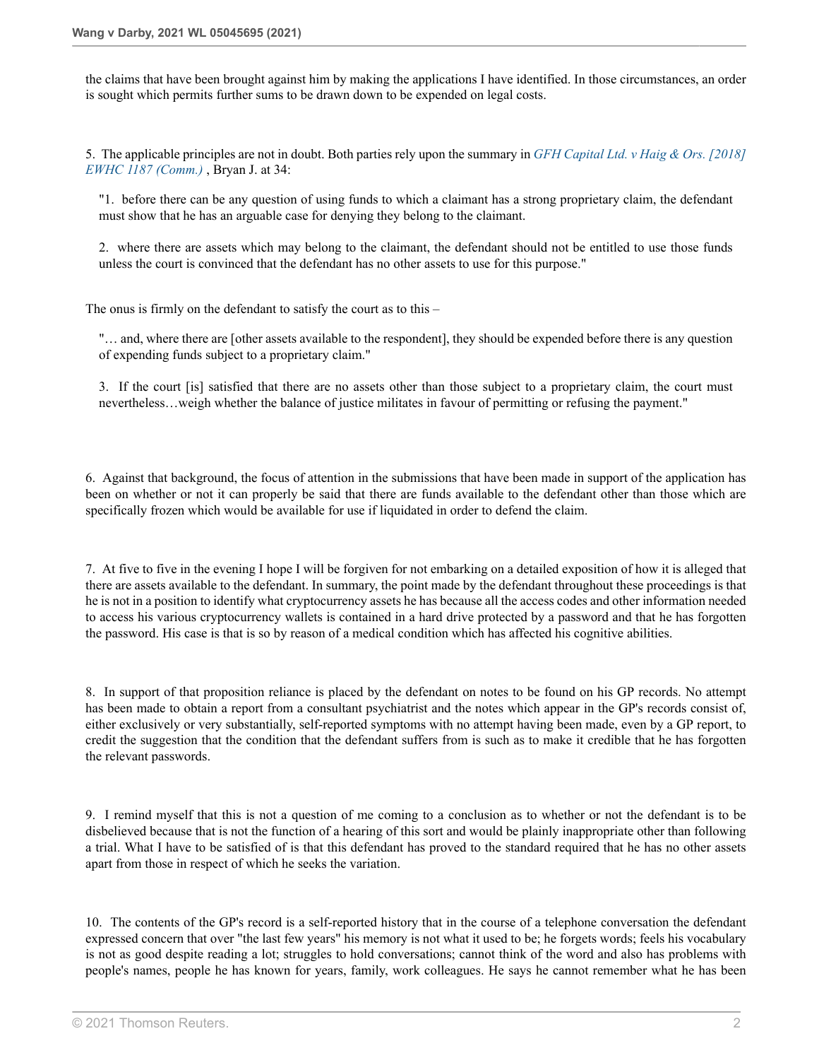the claims that have been brought against him by making the applications I have identified. In those circumstances, an order is sought which permits further sums to be drawn down to be expended on legal costs.

5. The applicable principles are not in doubt. Both parties rely upon the summary in *GFH Capital Ltd. v Haig & Ors. [2018] EWHC 1187 (Comm.)* , Bryan J. at 34:

> "1. before there can be any question of using funds to which a claimant has a strong proprietary claim, the defendant must show that he has an arguable case for denying they belong to the claimant.
>
> 2. where there are assets which may belong to the claimant, the defendant should not be entitled to use those funds unless the court is convinced that the defendant has no other assets to use for this purpose."

The onus is firmly on the defendant to satisfy the court as to this –

> "… and, where there are [other assets available to the respondent], they should be expended before there is any question of expending funds subject to a proprietary claim."
>
> 3. If the court [is] satisfied that there are no assets other than those subject to a proprietary claim, the court must nevertheless…weigh whether the balance of justice militates in favour of permitting or refusing the payment."

6. Against that background, the focus of attention in the submissions that have been made in support of the application has been on whether or not it can properly be said that there are funds available to the defendant other than those which are specifically frozen which would be available for use if liquidated in order to defend the claim.

7. At five to five in the evening I hope I will be forgiven for not embarking on a detailed exposition of how it is alleged that there are assets available to the defendant. In summary, the point made by the defendant throughout these proceedings is that he is not in a position to identify what cryptocurrency assets he has because all the access codes and other information needed to access his various cryptocurrency wallets is contained in a hard drive protected by a password and that he has forgotten the password. His case is that is so by reason of a medical condition which has affected his cognitive abilities.

8. In support of that proposition reliance is placed by the defendant on notes to be found on his GP records. No attempt has been made to obtain a report from a consultant psychiatrist and the notes which appear in the GP's records consist of, either exclusively or very substantially, self-reported symptoms with no attempt having been made, even by a GP report, to credit the suggestion that the condition that the defendant suffers from is such as to make it credible that he has forgotten the relevant passwords.

9. I remind myself that this is not a question of me coming to a conclusion as to whether or not the defendant is to be disbelieved because that is not the function of a hearing of this sort and would be plainly inappropriate other than following a trial. What I have to be satisfied of is that this defendant has proved to the standard required that he has no other assets apart from those in respect of which he seeks the variation.

10. The contents of the GP's record is a self-reported history that in the course of a telephone conversation the defendant expressed concern that over "the last few years" his memory is not what it used to be; he forgets words; feels his vocabulary is not as good despite reading a lot; struggles to hold conversations; cannot think of the word and also has problems with people's names, people he has known for years, family, work colleagues. He says he cannot remember what he has been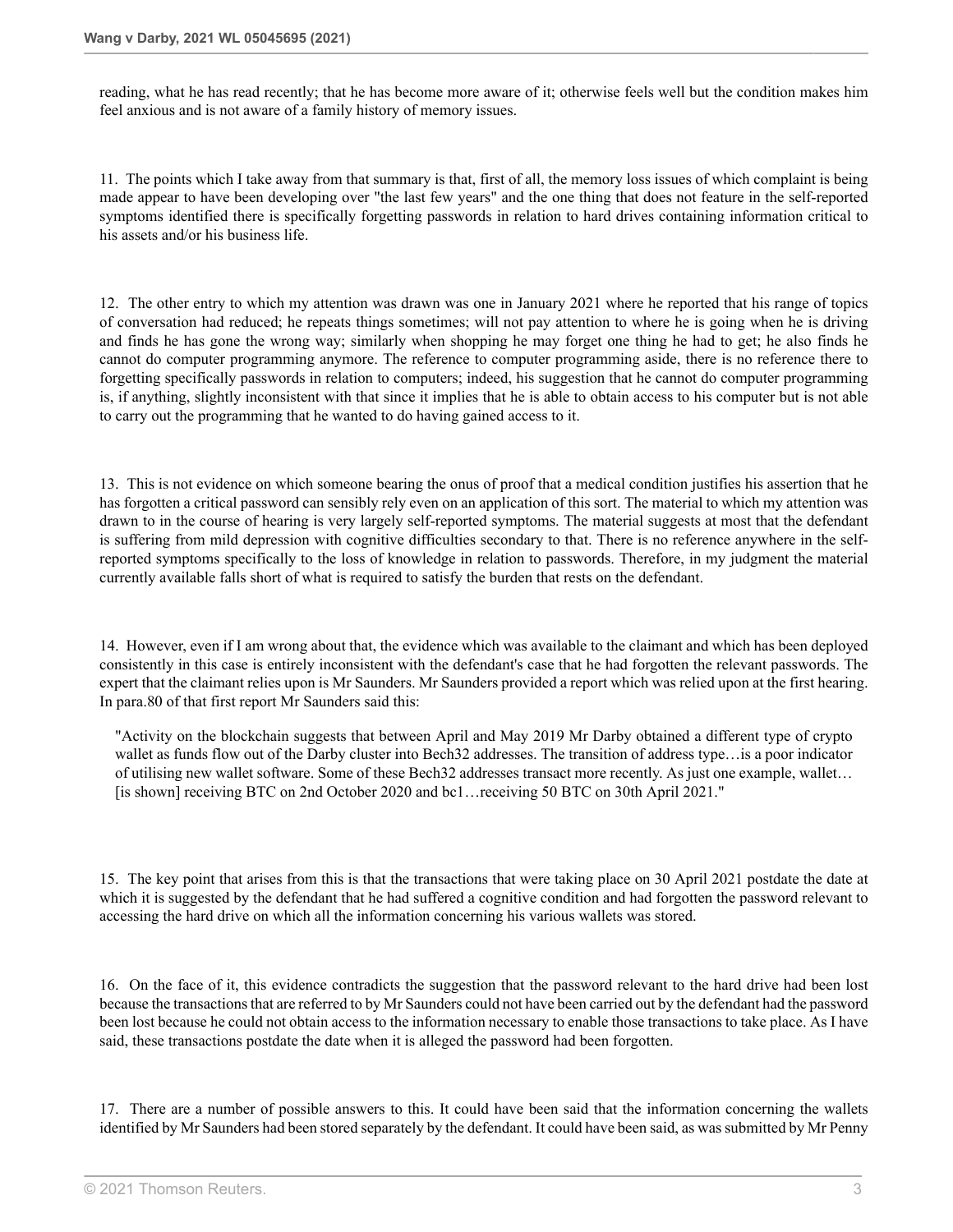reading, what he has read recently; that he has become more aware of it; otherwise feels well but the condition makes him feel anxious and is not aware of a family history of memory issues.

11. The points which I take away from that summary is that, first of all, the memory loss issues of which complaint is being made appear to have been developing over "the last few years" and the one thing that does not feature in the self-reported symptoms identified there is specifically forgetting passwords in relation to hard drives containing information critical to his assets and/or his business life.

12. The other entry to which my attention was drawn was one in January 2021 where he reported that his range of topics of conversation had reduced; he repeats things sometimes; will not pay attention to where he is going when he is driving and finds he has gone the wrong way; similarly when shopping he may forget one thing he had to get; he also finds he cannot do computer programming anymore. The reference to computer programming aside, there is no reference there to forgetting specifically passwords in relation to computers; indeed, his suggestion that he cannot do computer programming is, if anything, slightly inconsistent with that since it implies that he is able to obtain access to his computer but is not able to carry out the programming that he wanted to do having gained access to it.

13. This is not evidence on which someone bearing the onus of proof that a medical condition justifies his assertion that he has forgotten a critical password can sensibly rely even on an application of this sort. The material to which my attention was drawn to in the course of hearing is very largely self-reported symptoms. The material suggests at most that the defendant is suffering from mild depression with cognitive difficulties secondary to that. There is no reference anywhere in the self-reported symptoms specifically to the loss of knowledge in relation to passwords. Therefore, in my judgment the material currently available falls short of what is required to satisfy the burden that rests on the defendant.

14. However, even if I am wrong about that, the evidence which was available to the claimant and which has been deployed consistently in this case is entirely inconsistent with the defendant's case that he had forgotten the relevant passwords. The expert that the claimant relies upon is Mr Saunders. Mr Saunders provided a report which was relied upon at the first hearing. In para.80 of that first report Mr Saunders said this:

> "Activity on the blockchain suggests that between April and May 2019 Mr Darby obtained a different type of crypto wallet as funds flow out of the Darby cluster into Bech32 addresses. The transition of address type…is a poor indicator of utilising new wallet software. Some of these Bech32 addresses transact more recently. As just one example, wallet…[is shown] receiving BTC on 2nd October 2020 and bc1…receiving 50 BTC on 30th April 2021."

15. The key point that arises from this is that the transactions that were taking place on 30 April 2021 postdate the date at which it is suggested by the defendant that he had suffered a cognitive condition and had forgotten the password relevant to accessing the hard drive on which all the information concerning his various wallets was stored.

16. On the face of it, this evidence contradicts the suggestion that the password relevant to the hard drive had been lost because the transactions that are referred to by Mr Saunders could not have been carried out by the defendant had the password been lost because he could not obtain access to the information necessary to enable those transactions to take place. As I have said, these transactions postdate the date when it is alleged the password had been forgotten.

17. There are a number of possible answers to this. It could have been said that the information concerning the wallets identified by Mr Saunders had been stored separately by the defendant. It could have been said, as was submitted by Mr Penny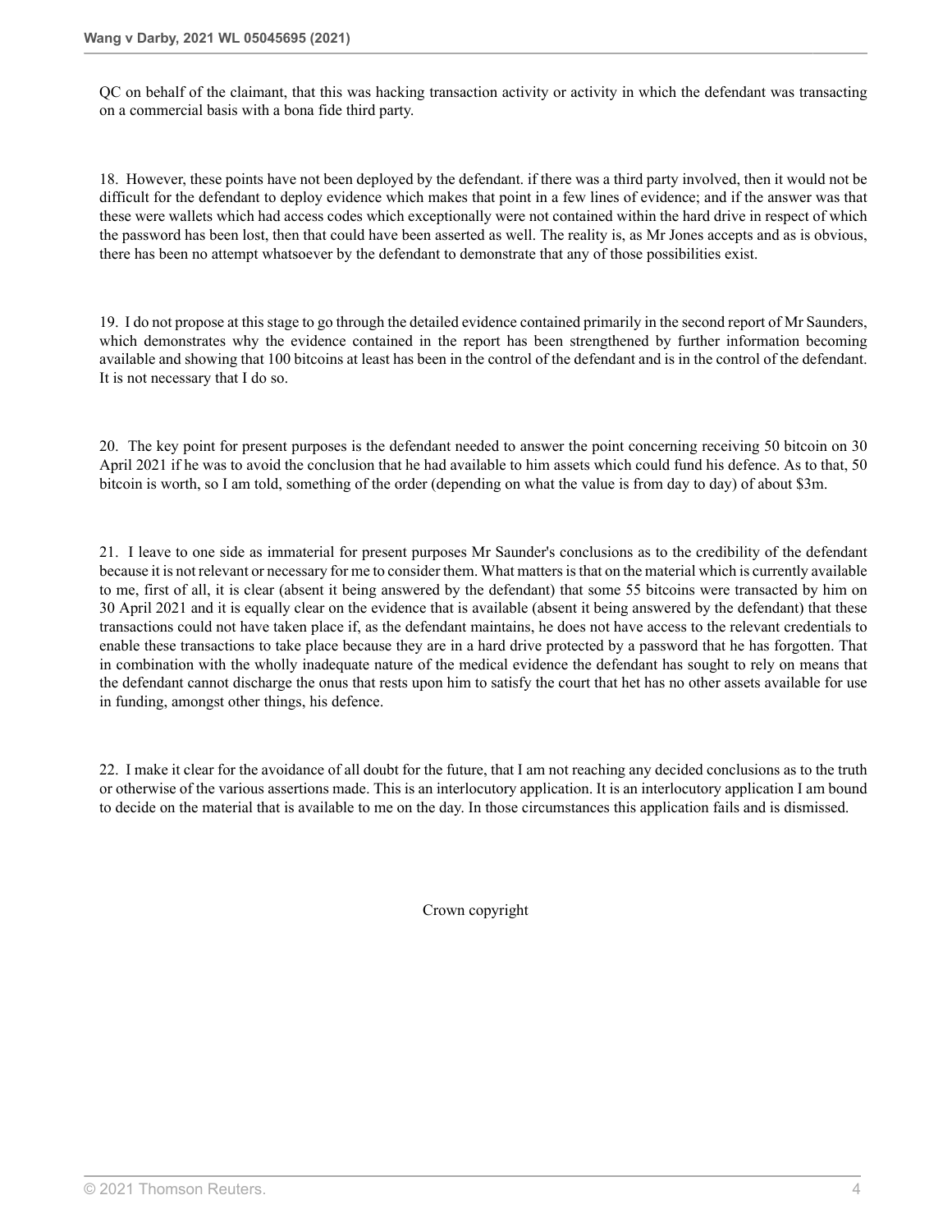QC on behalf of the claimant, that this was hacking transaction activity or activity in which the defendant was transacting on a commercial basis with a bona fide third party.

18. However, these points have not been deployed by the defendant. if there was a third party involved, then it would not be difficult for the defendant to deploy evidence which makes that point in a few lines of evidence; and if the answer was that these were wallets which had access codes which exceptionally were not contained within the hard drive in respect of which the password has been lost, then that could have been asserted as well. The reality is, as Mr Jones accepts and as is obvious, there has been no attempt whatsoever by the defendant to demonstrate that any of those possibilities exist.

19. I do not propose at this stage to go through the detailed evidence contained primarily in the second report of Mr Saunders, which demonstrates why the evidence contained in the report has been strengthened by further information becoming available and showing that 100 bitcoins at least has been in the control of the defendant and is in the control of the defendant. It is not necessary that I do so.

20. The key point for present purposes is the defendant needed to answer the point concerning receiving 50 bitcoin on 30 April 2021 if he was to avoid the conclusion that he had available to him assets which could fund his defence. As to that, 50 bitcoin is worth, so I am told, something of the order (depending on what the value is from day to day) of about $3m.

21. I leave to one side as immaterial for present purposes Mr Saunder's conclusions as to the credibility of the defendant because it is not relevant or necessary for me to consider them. What matters is that on the material which is currently available to me, first of all, it is clear (absent it being answered by the defendant) that some 55 bitcoins were transacted by him on 30 April 2021 and it is equally clear on the evidence that is available (absent it being answered by the defendant) that these transactions could not have taken place if, as the defendant maintains, he does not have access to the relevant credentials to enable these transactions to take place because they are in a hard drive protected by a password that he has forgotten. That in combination with the wholly inadequate nature of the medical evidence the defendant has sought to rely on means that the defendant cannot discharge the onus that rests upon him to satisfy the court that het has no other assets available for use in funding, amongst other things, his defence.

22. I make it clear for the avoidance of all doubt for the future, that I am not reaching any decided conclusions as to the truth or otherwise of the various assertions made. This is an interlocutory application. It is an interlocutory application I am bound to decide on the material that is available to me on the day. In those circumstances this application fails and is dismissed.

Crown copyright